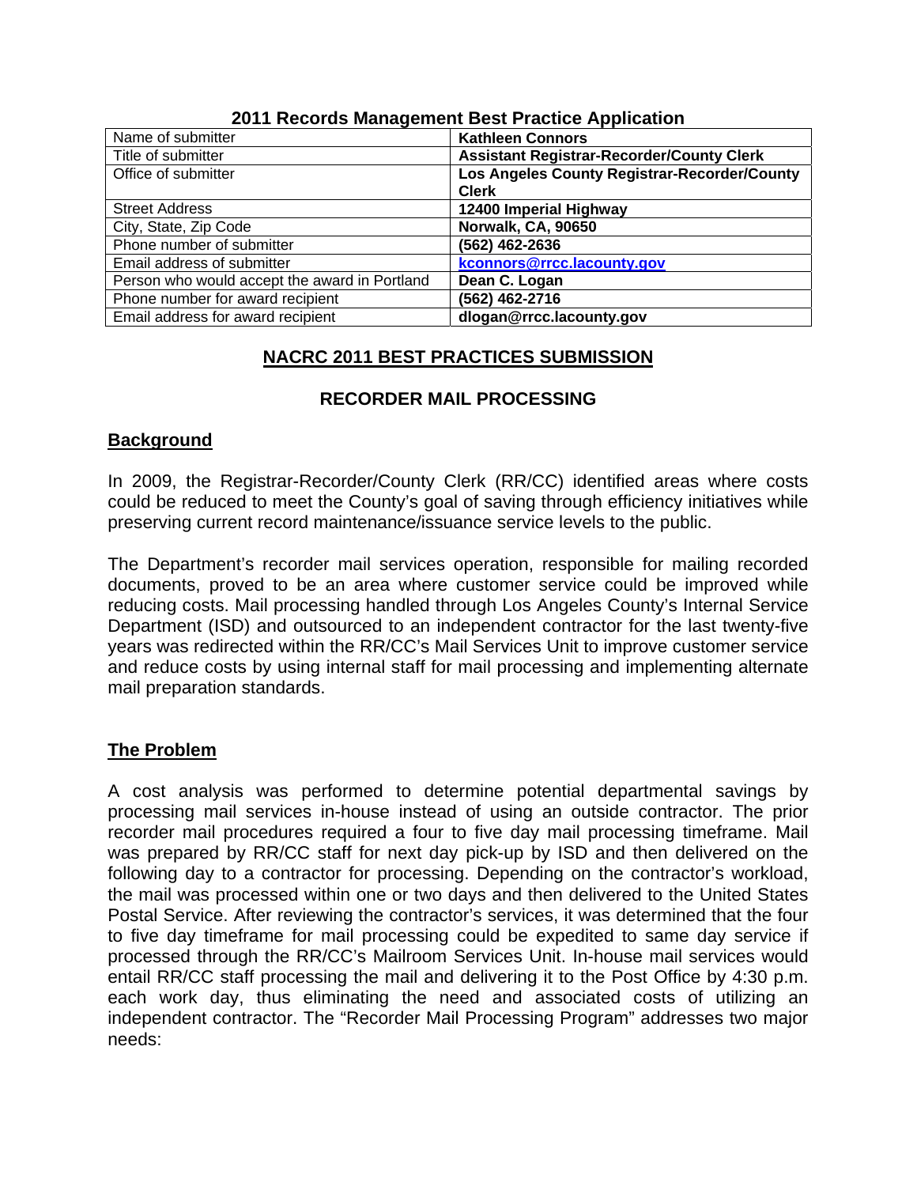**2011 Records Management Best Practice Application**

| Name of submitter | **Kathleen Connors** |
|---|---|
| Title of submitter | **Assistant Registrar-Recorder/County Clerk** |
| Office of submitter | **Los Angeles County Registrar-Recorder/County Clerk** |
| Street Address | **12400 Imperial Highway** |
| City, State, Zip Code | **Norwalk, CA, 90650** |
| Phone number of submitter | **(562) 462-2636** |
| Email address of submitter | **kconnors@rrcc.lacounty.gov** |
| Person who would accept the award in Portland | **Dean C. Logan** |
| Phone number for award recipient | **(562) 462-2716** |
| Email address for award recipient | **dlogan@rrcc.lacounty.gov** |

## NACRC 2011 BEST PRACTICES SUBMISSION

### RECORDER MAIL PROCESSING

## Background

In 2009, the Registrar-Recorder/County Clerk (RR/CC) identified areas where costs could be reduced to meet the County's goal of saving through efficiency initiatives while preserving current record maintenance/issuance service levels to the public.

The Department's recorder mail services operation, responsible for mailing recorded documents, proved to be an area where customer service could be improved while reducing costs. Mail processing handled through Los Angeles County's Internal Service Department (ISD) and outsourced to an independent contractor for the last twenty-five years was redirected within the RR/CC's Mail Services Unit to improve customer service and reduce costs by using internal staff for mail processing and implementing alternate mail preparation standards.

## The Problem

A cost analysis was performed to determine potential departmental savings by processing mail services in-house instead of using an outside contractor. The prior recorder mail procedures required a four to five day mail processing timeframe. Mail was prepared by RR/CC staff for next day pick-up by ISD and then delivered on the following day to a contractor for processing. Depending on the contractor's workload, the mail was processed within one or two days and then delivered to the United States Postal Service. After reviewing the contractor's services, it was determined that the four to five day timeframe for mail processing could be expedited to same day service if processed through the RR/CC's Mailroom Services Unit. In-house mail services would entail RR/CC staff processing the mail and delivering it to the Post Office by 4:30 p.m. each work day, thus eliminating the need and associated costs of utilizing an independent contractor. The "Recorder Mail Processing Program" addresses two major needs: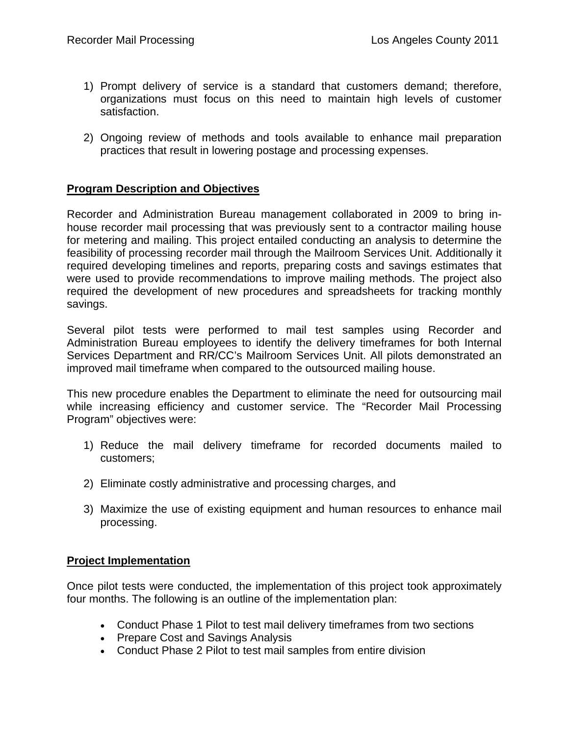1) Prompt delivery of service is a standard that customers demand; therefore, organizations must focus on this need to maintain high levels of customer satisfaction.

2) Ongoing review of methods and tools available to enhance mail preparation practices that result in lowering postage and processing expenses.

## Program Description and Objectives

Recorder and Administration Bureau management collaborated in 2009 to bring in-house recorder mail processing that was previously sent to a contractor mailing house for metering and mailing. This project entailed conducting an analysis to determine the feasibility of processing recorder mail through the Mailroom Services Unit. Additionally it required developing timelines and reports, preparing costs and savings estimates that were used to provide recommendations to improve mailing methods. The project also required the development of new procedures and spreadsheets for tracking monthly savings.

Several pilot tests were performed to mail test samples using Recorder and Administration Bureau employees to identify the delivery timeframes for both Internal Services Department and RR/CC's Mailroom Services Unit. All pilots demonstrated an improved mail timeframe when compared to the outsourced mailing house.

This new procedure enables the Department to eliminate the need for outsourcing mail while increasing efficiency and customer service. The "Recorder Mail Processing Program" objectives were:

1) Reduce the mail delivery timeframe for recorded documents mailed to customers;

2) Eliminate costly administrative and processing charges, and

3) Maximize the use of existing equipment and human resources to enhance mail processing.

## Project Implementation

Once pilot tests were conducted, the implementation of this project took approximately four months. The following is an outline of the implementation plan:

- Conduct Phase 1 Pilot to test mail delivery timeframes from two sections
- Prepare Cost and Savings Analysis
- Conduct Phase 2 Pilot to test mail samples from entire division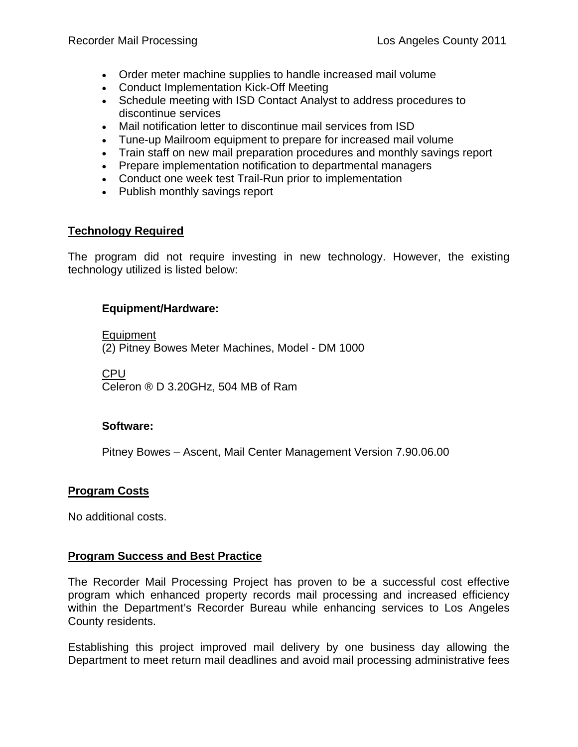- Order meter machine supplies to handle increased mail volume
- Conduct Implementation Kick-Off Meeting
- Schedule meeting with ISD Contact Analyst to address procedures to discontinue services
- Mail notification letter to discontinue mail services from ISD
- Tune-up Mailroom equipment to prepare for increased mail volume
- Train staff on new mail preparation procedures and monthly savings report
- Prepare implementation notification to departmental managers
- Conduct one week test Trail-Run prior to implementation
- Publish monthly savings report

## Technology Required

The program did not require investing in new technology. However, the existing technology utilized is listed below:

### Equipment/Hardware:

Equipment
(2) Pitney Bowes Meter Machines, Model - DM 1000

CPU
Celeron ® D 3.20GHz, 504 MB of Ram

### Software:

Pitney Bowes – Ascent, Mail Center Management Version 7.90.06.00

## Program Costs

No additional costs.

## Program Success and Best Practice

The Recorder Mail Processing Project has proven to be a successful cost effective program which enhanced property records mail processing and increased efficiency within the Department's Recorder Bureau while enhancing services to Los Angeles County residents.

Establishing this project improved mail delivery by one business day allowing the Department to meet return mail deadlines and avoid mail processing administrative fees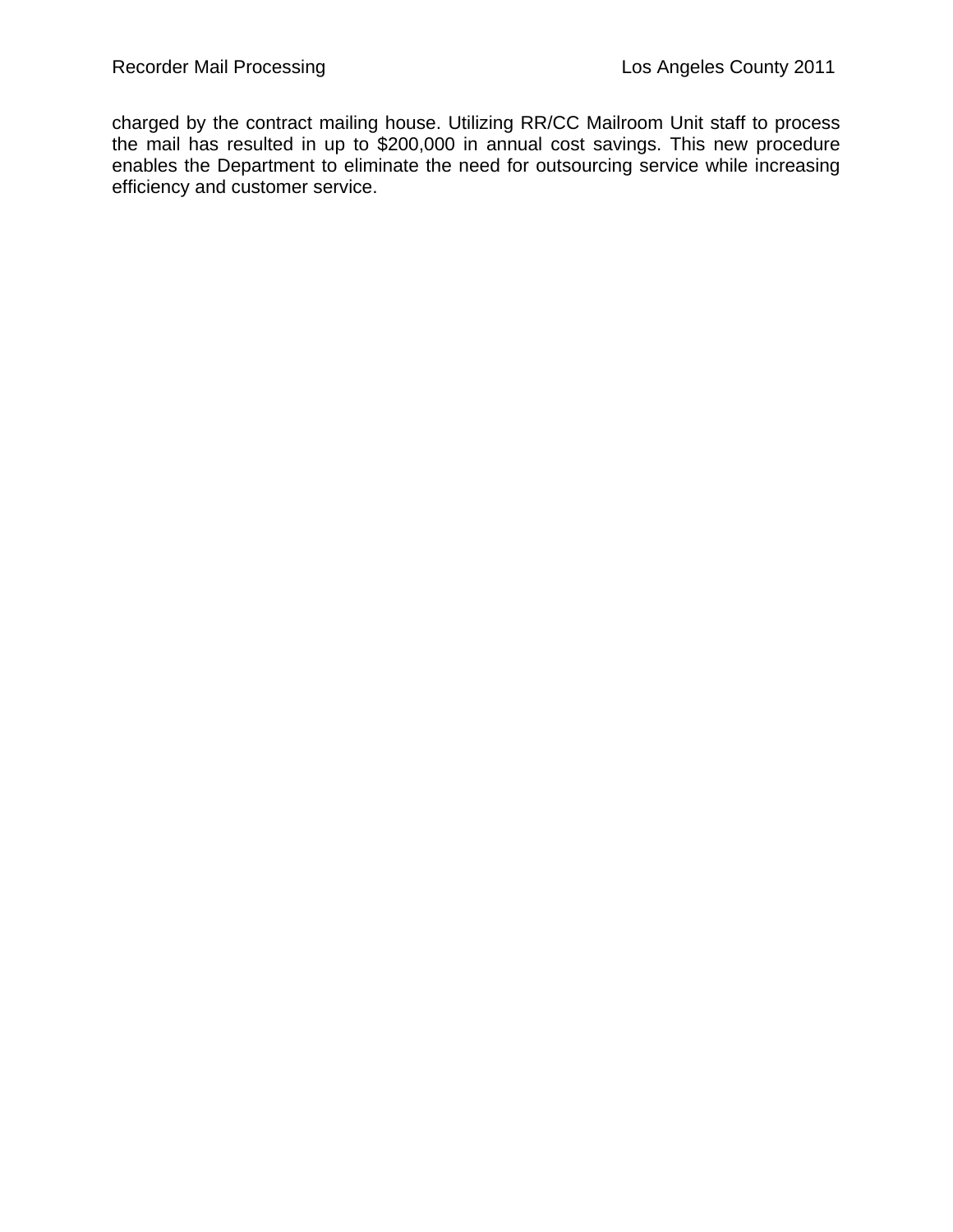charged by the contract mailing house. Utilizing RR/CC Mailroom Unit staff to process the mail has resulted in up to $200,000 in annual cost savings. This new procedure enables the Department to eliminate the need for outsourcing service while increasing efficiency and customer service.